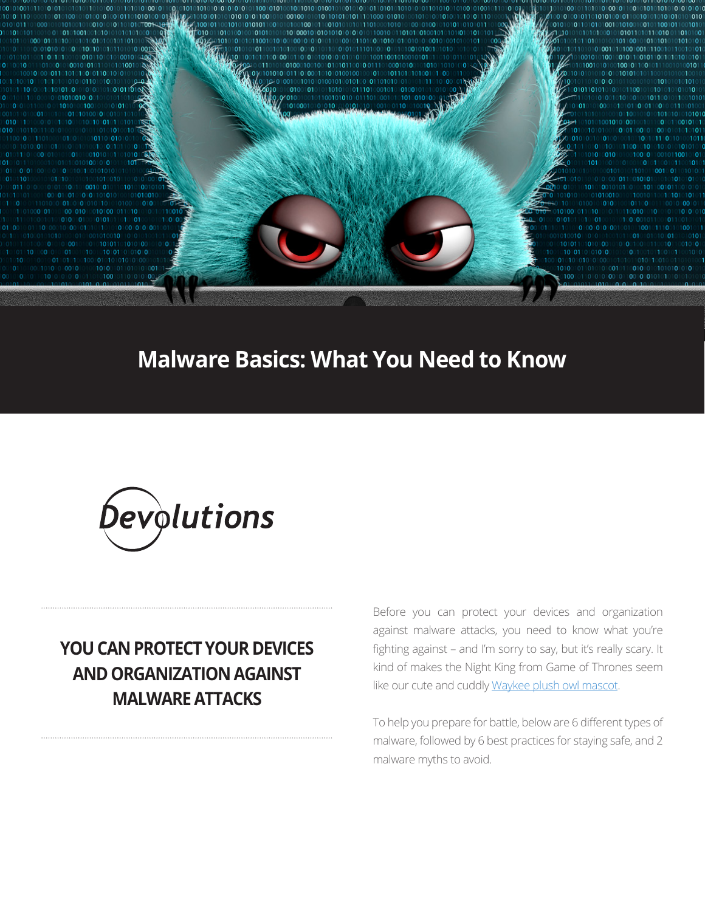# Malware Basics: What You Need to Know

Devolutions

## YOU CAN PROTECT YOUR DEVICES AND ORGANIZATION AGAINST MALWARE ATTACKS

Before you can protect your devices and organization against malware attacks, you need to know what you're fighting against – and I'm sorry to say, but it's really scary. It kind of makes the Night King from Game of Thrones seem like our cute and cuddly Waykee plush owl mascot.

To help you prepare for battle, below are 6 different types of malware, followed by 6 best practices for staying safe, and 2 malware myths to avoid.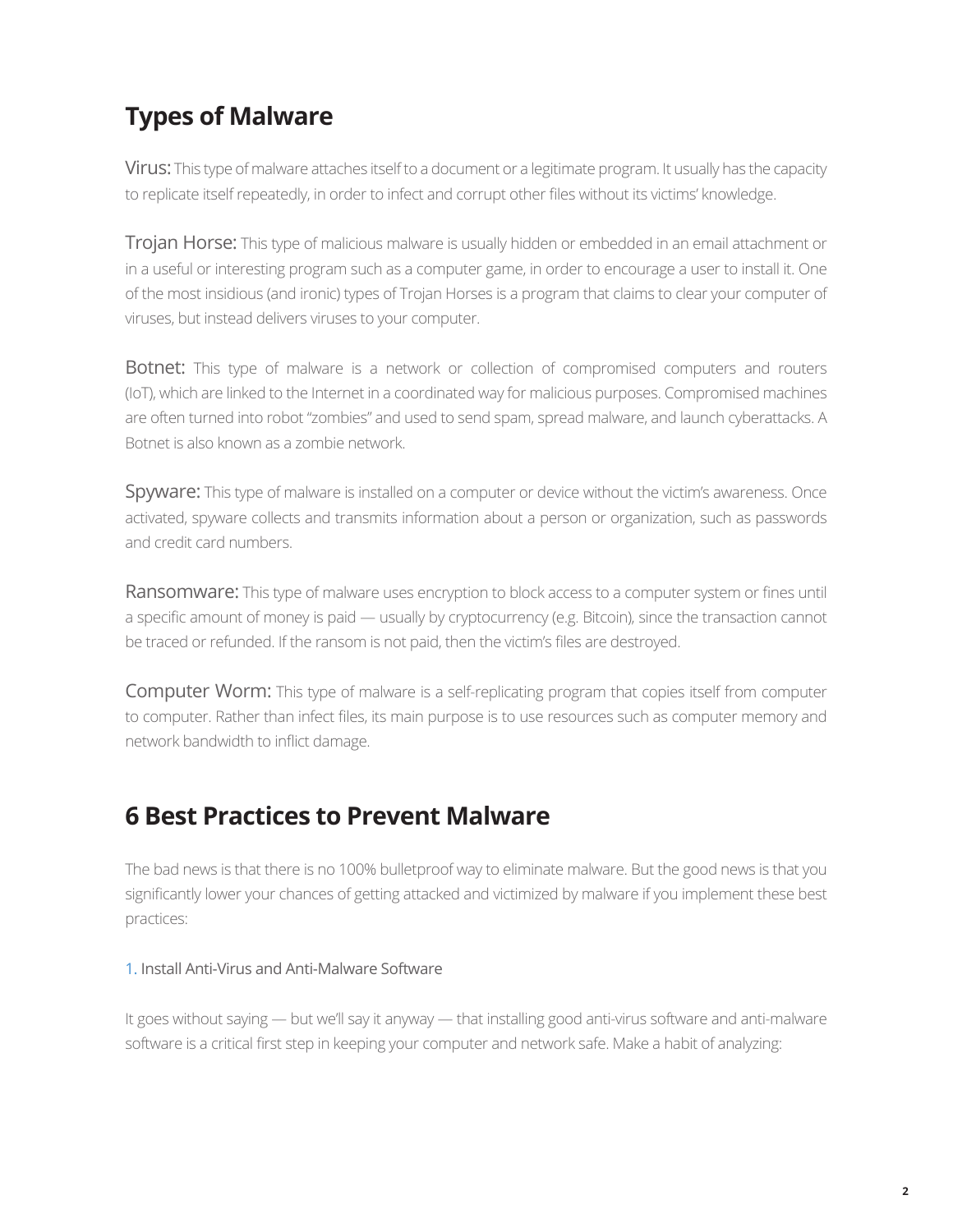## Types of Malware

Virus: This type of malware attaches itself to a document or a legitimate program. It usually has the capacity to replicate itself repeatedly, in order to infect and corrupt other files without its victims' knowledge.

Trojan Horse: This type of malicious malware is usually hidden or embedded in an email attachment or in a useful or interesting program such as a computer game, in order to encourage a user to install it. One of the most insidious (and ironic) types of Trojan Horses is a program that claims to clear your computer of viruses, but instead delivers viruses to your computer.

Botnet: This type of malware is a network or collection of compromised computers and routers (IoT), which are linked to the Internet in a coordinated way for malicious purposes. Compromised machines are often turned into robot "zombies" and used to send spam, spread malware, and launch cyberattacks. A Botnet is also known as a zombie network.

Spyware: This type of malware is installed on a computer or device without the victim's awareness. Once activated, spyware collects and transmits information about a person or organization, such as passwords and credit card numbers.

Ransomware: This type of malware uses encryption to block access to a computer system or fines until a specific amount of money is paid — usually by cryptocurrency (e.g. Bitcoin), since the transaction cannot be traced or refunded. If the ransom is not paid, then the victim's files are destroyed.

Computer Worm: This type of malware is a self-replicating program that copies itself from computer to computer. Rather than infect files, its main purpose is to use resources such as computer memory and network bandwidth to inflict damage.

## 6 Best Practices to Prevent Malware

The bad news is that there is no 100% bulletproof way to eliminate malware. But the good news is that you significantly lower your chances of getting attacked and victimized by malware if you implement these best practices:

1. Install Anti-Virus and Anti-Malware Software

It goes without saying — but we'll say it anyway — that installing good anti-virus software and anti-malware software is a critical first step in keeping your computer and network safe. Make a habit of analyzing: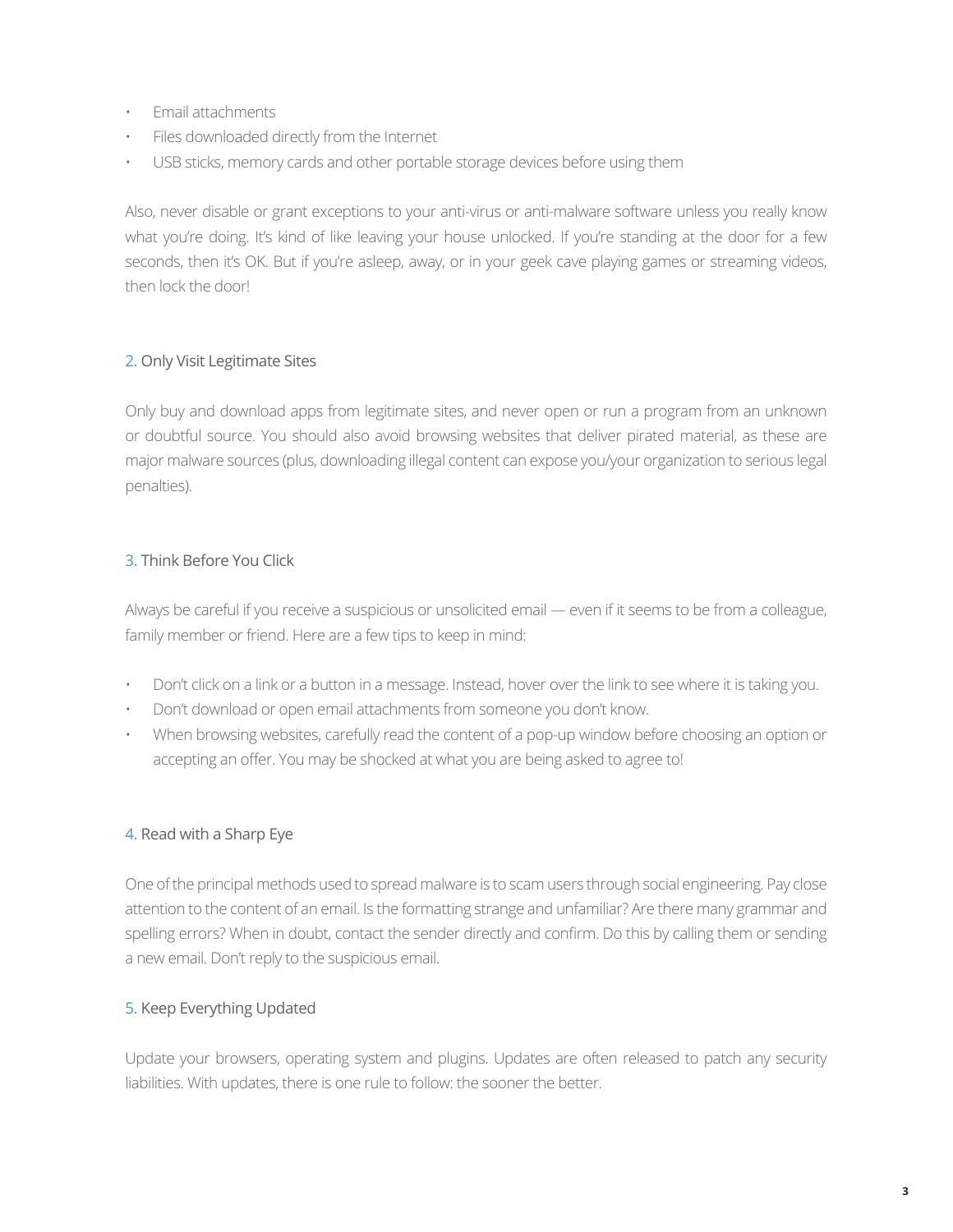- Email attachments
- Files downloaded directly from the Internet
- USB sticks, memory cards and other portable storage devices before using them

Also, never disable or grant exceptions to your anti-virus or anti-malware software unless you really know what you're doing. It's kind of like leaving your house unlocked. If you're standing at the door for a few seconds, then it's OK. But if you're asleep, away, or in your geek cave playing games or streaming videos, then lock the door!

## 2. Only Visit Legitimate Sites

Only buy and download apps from legitimate sites, and never open or run a program from an unknown or doubtful source. You should also avoid browsing websites that deliver pirated material, as these are major malware sources (plus, downloading illegal content can expose you/your organization to serious legal penalties).

## 3. Think Before You Click

Always be careful if you receive a suspicious or unsolicited email — even if it seems to be from a colleague, family member or friend. Here are a few tips to keep in mind:

- Don't click on a link or a button in a message. Instead, hover over the link to see where it is taking you.
- Don't download or open email attachments from someone you don't know.
- When browsing websites, carefully read the content of a pop-up window before choosing an option or accepting an offer. You may be shocked at what you are being asked to agree to!

## 4. Read with a Sharp Eye

One of the principal methods used to spread malware is to scam users through social engineering. Pay close attention to the content of an email. Is the formatting strange and unfamiliar? Are there many grammar and spelling errors? When in doubt, contact the sender directly and confirm. Do this by calling them or sending a new email. Don't reply to the suspicious email.

## 5. Keep Everything Updated

Update your browsers, operating system and plugins. Updates are often released to patch any security liabilities. With updates, there is one rule to follow: the sooner the better.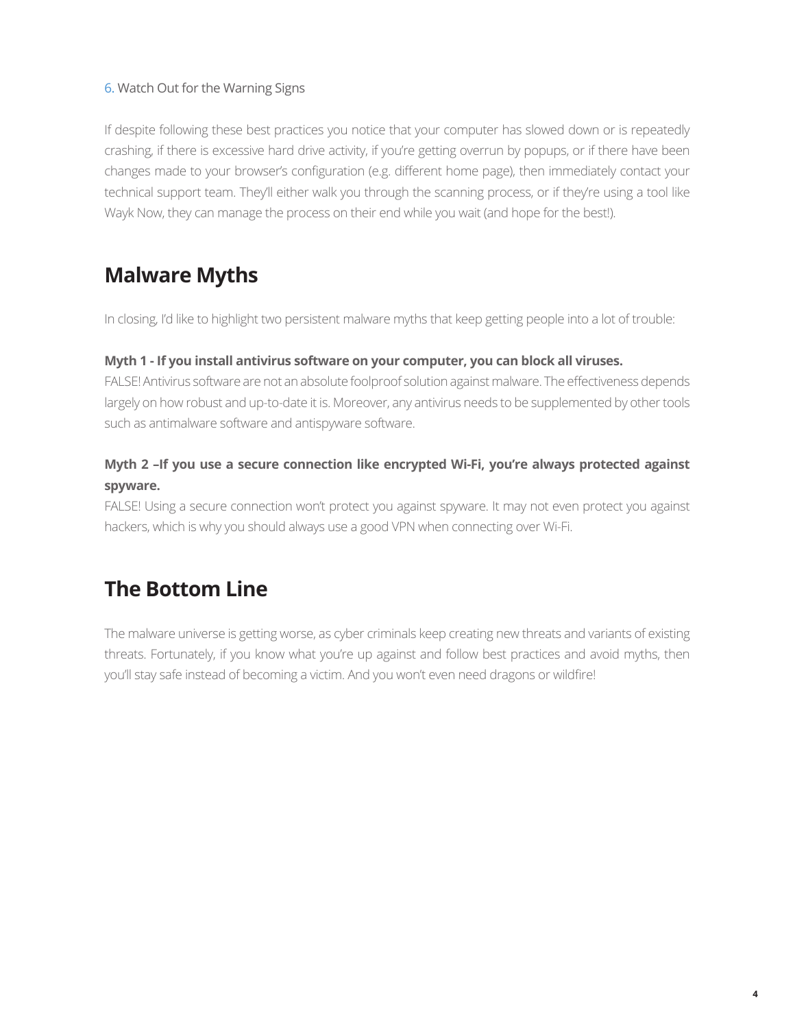6. Watch Out for the Warning Signs

If despite following these best practices you notice that your computer has slowed down or is repeatedly crashing, if there is excessive hard drive activity, if you're getting overrun by popups, or if there have been changes made to your browser's configuration (e.g. different home page), then immediately contact your technical support team. They'll either walk you through the scanning process, or if they're using a tool like Wayk Now, they can manage the process on their end while you wait (and hope for the best!).

## Malware Myths

In closing, I'd like to highlight two persistent malware myths that keep getting people into a lot of trouble:

**Myth 1 - If you install antivirus software on your computer, you can block all viruses.**
FALSE! Antivirus software are not an absolute foolproof solution against malware. The effectiveness depends largely on how robust and up-to-date it is. Moreover, any antivirus needs to be supplemented by other tools such as antimalware software and antispyware software.

**Myth 2 –If you use a secure connection like encrypted Wi-Fi, you're always protected against spyware.**
FALSE! Using a secure connection won't protect you against spyware. It may not even protect you against hackers, which is why you should always use a good VPN when connecting over Wi-Fi.

## The Bottom Line

The malware universe is getting worse, as cyber criminals keep creating new threats and variants of existing threats. Fortunately, if you know what you're up against and follow best practices and avoid myths, then you'll stay safe instead of becoming a victim. And you won't even need dragons or wildfire!